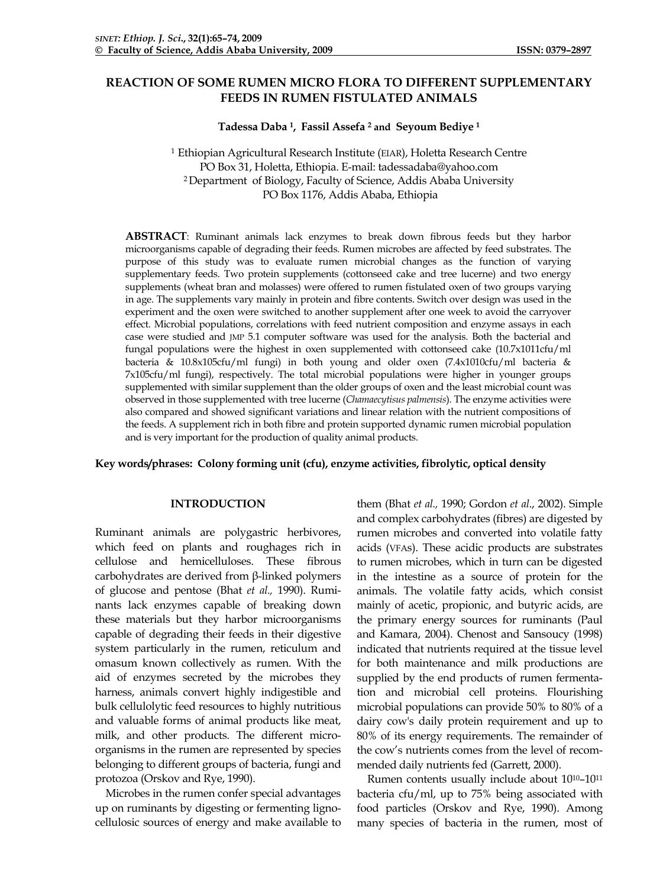# REACTION OF SOME RUMEN MICRO FLORA TO DIFFERENT SUPPLEMENTARY FEEDS IN RUMEN FISTULATED ANIMALS

**Tadessa Daba [1], Fassil Assefa [2] and Seyoum Bediye [1]**

[1] Ethiopian Agricultural Research Institute (EIAR), Holetta Research Centre
PO Box 31, Holetta, Ethiopia. E-mail: tadessadaba@yahoo.com
[2] Department of Biology, Faculty of Science, Addis Ababa University
PO Box 1176, Addis Ababa, Ethiopia

**ABSTRACT**: Ruminant animals lack enzymes to break down fibrous feeds but they harbor microorganisms capable of degrading their feeds. Rumen microbes are affected by feed substrates. The purpose of this study was to evaluate rumen microbial changes as the function of varying supplementary feeds. Two protein supplements (cottonseed cake and tree lucerne) and two energy supplements (wheat bran and molasses) were offered to rumen fistulated oxen of two groups varying in age. The supplements vary mainly in protein and fibre contents. Switch over design was used in the experiment and the oxen were switched to another supplement after one week to avoid the carryover effect. Microbial populations, correlations with feed nutrient composition and enzyme assays in each case were studied and JMP 5.1 computer software was used for the analysis. Both the bacterial and fungal populations were the highest in oxen supplemented with cottonseed cake (10.7x1011cfu/ml bacteria & 10.8x105cfu/ml fungi) in both young and older oxen (7.4x1010cfu/ml bacteria & 7x105cfu/ml fungi), respectively. The total microbial populations were higher in younger groups supplemented with similar supplement than the older groups of oxen and the least microbial count was observed in those supplemented with tree lucerne (*Chamaecytisus palmensis*). The enzyme activities were also compared and showed significant variations and linear relation with the nutrient compositions of the feeds. A supplement rich in both fibre and protein supported dynamic rumen microbial population and is very important for the production of quality animal products.

**Key words/phrases: Colony forming unit (cfu), enzyme activities, fibrolytic, optical density**

## INTRODUCTION

Ruminant animals are polygastric herbivores, which feed on plants and roughages rich in cellulose and hemicelluloses. These fibrous carbohydrates are derived from β-linked polymers of glucose and pentose (Bhat *et al.,* 1990). Ruminants lack enzymes capable of breaking down these materials but they harbor microorganisms capable of degrading their feeds in their digestive system particularly in the rumen, reticulum and omasum known collectively as rumen. With the aid of enzymes secreted by the microbes they harness, animals convert highly indigestible and bulk cellulolytic feed resources to highly nutritious and valuable forms of animal products like meat, milk, and other products. The different microorganisms in the rumen are represented by species belonging to different groups of bacteria, fungi and protozoa (Orskov and Rye, 1990).

Microbes in the rumen confer special advantages up on ruminants by digesting or fermenting lignocellulosic sources of energy and make available to them (Bhat *et al.,* 1990; Gordon *et al*., 2002). Simple and complex carbohydrates (fibres) are digested by rumen microbes and converted into volatile fatty acids (VFAs). These acidic products are substrates to rumen microbes, which in turn can be digested in the intestine as a source of protein for the animals. The volatile fatty acids, which consist mainly of acetic, propionic, and butyric acids, are the primary energy sources for ruminants (Paul and Kamara, 2004). Chenost and Sansoucy (1998) indicated that nutrients required at the tissue level for both maintenance and milk productions are supplied by the end products of rumen fermentation and microbial cell proteins. Flourishing microbial populations can provide 50% to 80% of a dairy cow's daily protein requirement and up to 80% of its energy requirements. The remainder of the cow's nutrients comes from the level of recommended daily nutrients fed (Garrett, 2000).

Rumen contents usually include about $10^{10}$–$10^{11}$ bacteria cfu/ml, up to 75% being associated with food particles (Orskov and Rye, 1990). Among many species of bacteria in the rumen, most of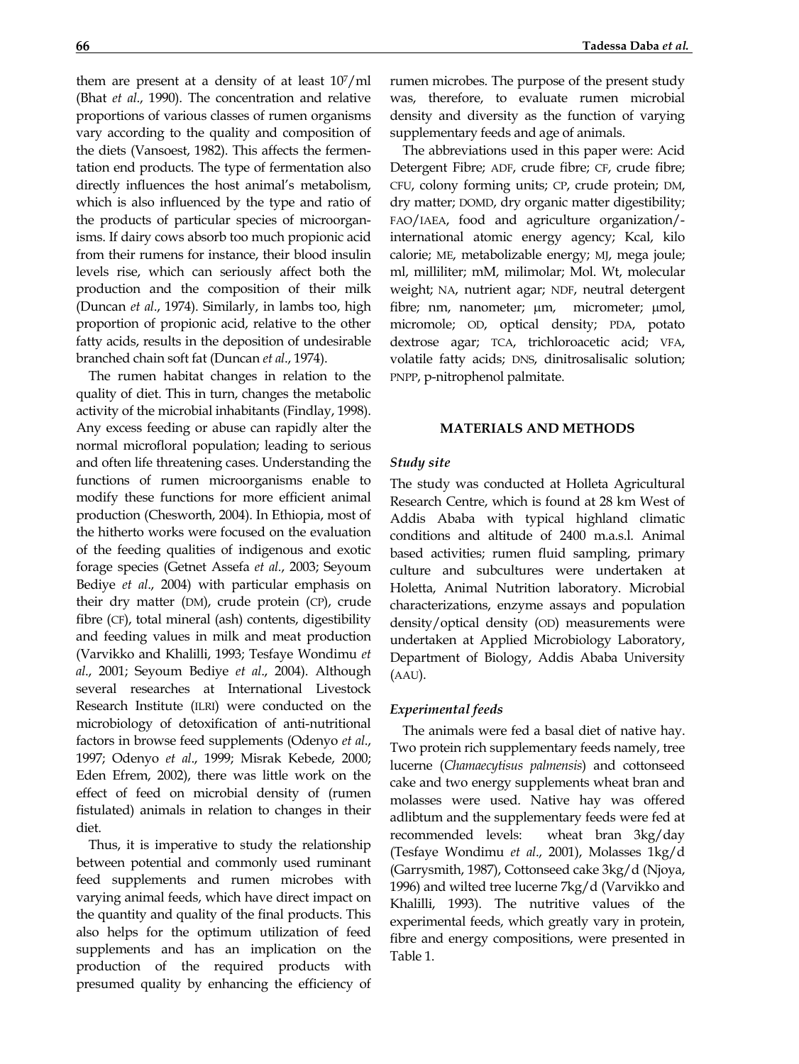them are present at a density of at least $10^7$/ml (Bhat *et al*., 1990). The concentration and relative proportions of various classes of rumen organisms vary according to the quality and composition of the diets (Vansoest, 1982). This affects the fermentation end products. The type of fermentation also directly influences the host animal's metabolism, which is also influenced by the type and ratio of the products of particular species of microorganisms. If dairy cows absorb too much propionic acid from their rumens for instance, their blood insulin levels rise, which can seriously affect both the production and the composition of their milk (Duncan *et al*., 1974). Similarly, in lambs too, high proportion of propionic acid, relative to the other fatty acids, results in the deposition of undesirable branched chain soft fat (Duncan *et al*., 1974).

The rumen habitat changes in relation to the quality of diet. This in turn, changes the metabolic activity of the microbial inhabitants (Findlay, 1998). Any excess feeding or abuse can rapidly alter the normal microfloral population; leading to serious and often life threatening cases. Understanding the functions of rumen microorganisms enable to modify these functions for more efficient animal production (Chesworth, 2004). In Ethiopia, most of the hitherto works were focused on the evaluation of the feeding qualities of indigenous and exotic forage species (Getnet Assefa *et al*., 2003; Seyoum Bediye *et al*., 2004) with particular emphasis on their dry matter (DM), crude protein (CP), crude fibre (CF), total mineral (ash) contents, digestibility and feeding values in milk and meat production (Varvikko and Khalilli, 1993; Tesfaye Wondimu *et al*., 2001; Seyoum Bediye *et al*., 2004). Although several researches at International Livestock Research Institute (ILRI) were conducted on the microbiology of detoxification of anti-nutritional factors in browse feed supplements (Odenyo *et al*., 1997; Odenyo *et al*., 1999; Misrak Kebede, 2000; Eden Efrem, 2002), there was little work on the effect of feed on microbial density of (rumen fistulated) animals in relation to changes in their diet.

Thus, it is imperative to study the relationship between potential and commonly used ruminant feed supplements and rumen microbes with varying animal feeds, which have direct impact on the quantity and quality of the final products. This also helps for the optimum utilization of feed supplements and has an implication on the production of the required products with presumed quality by enhancing the efficiency of rumen microbes. The purpose of the present study was, therefore, to evaluate rumen microbial density and diversity as the function of varying supplementary feeds and age of animals.

The abbreviations used in this paper were: Acid Detergent Fibre; ADF, crude fibre; CF, crude fibre; CFU, colony forming units; CP, crude protein; DM, dry matter; DOMD, dry organic matter digestibility; FAO/IAEA, food and agriculture organization/-international atomic energy agency; Kcal, kilo calorie; ME, metabolizable energy; MJ, mega joule; ml, milliliter; mM, milimolar; Mol. Wt, molecular weight; NA, nutrient agar; NDF, neutral detergent fibre; nm, nanometer; µm, micrometer; µmol, micromole; OD, optical density; PDA, potato dextrose agar; TCA, trichloroacetic acid; VFA, volatile fatty acids; DNS, dinitrosalisalic solution; PNPP, p-nitrophenol palmitate.

## MATERIALS AND METHODS

### *Study site*

The study was conducted at Holleta Agricultural Research Centre, which is found at 28 km West of Addis Ababa with typical highland climatic conditions and altitude of 2400 m.a.s.l. Animal based activities; rumen fluid sampling, primary culture and subcultures were undertaken at Holetta, Animal Nutrition laboratory. Microbial characterizations, enzyme assays and population density/optical density (OD) measurements were undertaken at Applied Microbiology Laboratory, Department of Biology, Addis Ababa University (AAU).

### *Experimental feeds*

The animals were fed a basal diet of native hay. Two protein rich supplementary feeds namely, tree lucerne (*Chamaecytisus palmensis*) and cottonseed cake and two energy supplements wheat bran and molasses were used. Native hay was offered adlibtum and the supplementary feeds were fed at recommended levels: wheat bran 3kg/day (Tesfaye Wondimu *et al*., 2001), Molasses 1kg/d (Garrysmith, 1987), Cottonseed cake 3kg/d (Njoya, 1996) and wilted tree lucerne 7kg/d (Varvikko and Khalilli, 1993). The nutritive values of the experimental feeds, which greatly vary in protein, fibre and energy compositions, were presented in Table 1.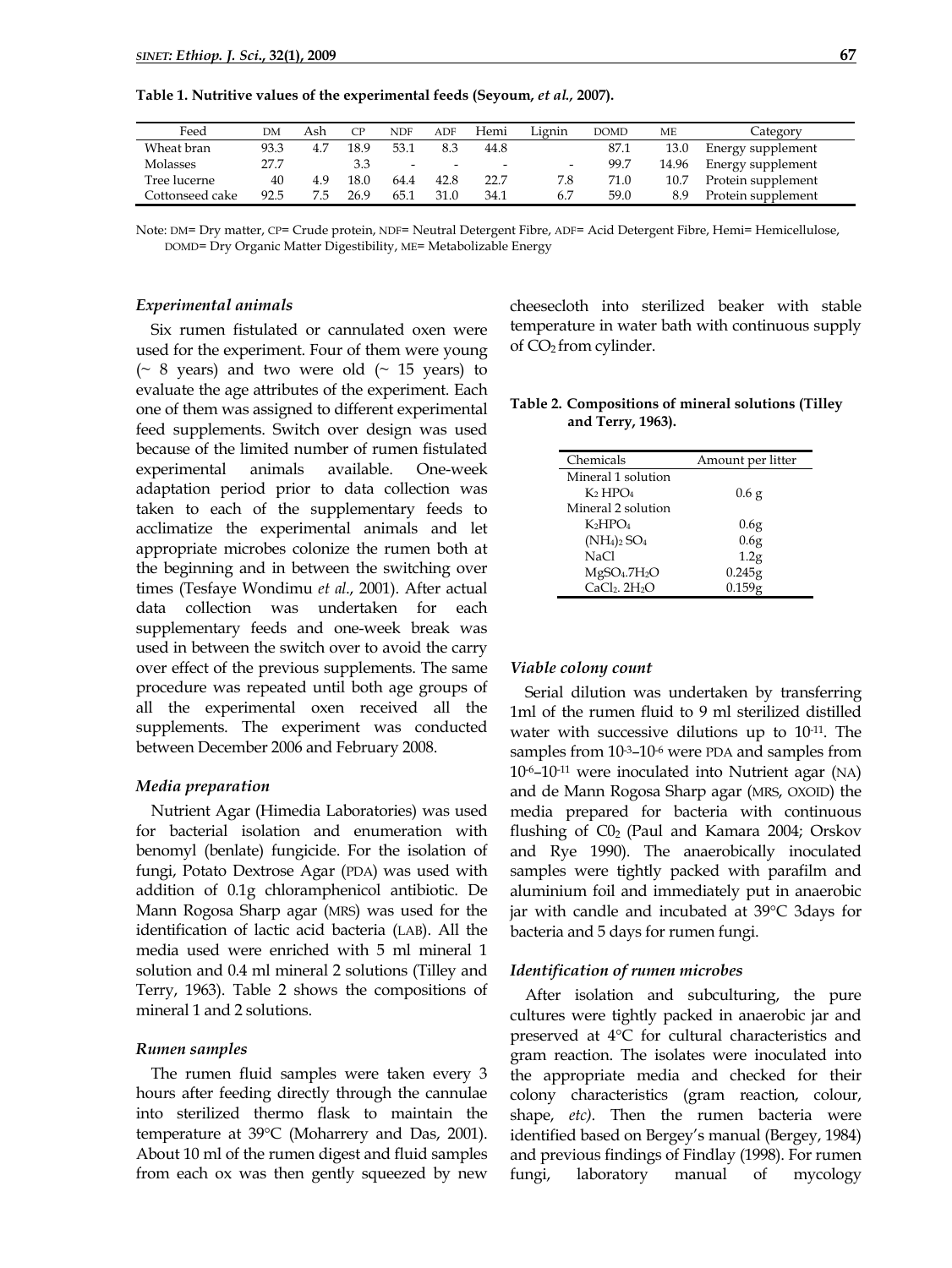**Table 1. Nutritive values of the experimental feeds (Seyoum, *et al.*, 2007).**

| Feed | DM | Ash | CP | NDF | ADF | Hemi | Lignin | DOMD | ME | Category |
|---|---|---|---|---|---|---|---|---|---|---|
| Wheat bran | 93.3 | 4.7 | 18.9 | 53.1 | 8.3 | 44.8 | | 87.1 | 13.0 | Energy supplement |
| Molasses | 27.7 | | 3.3 | - | - | - | - | 99.7 | 14.96 | Energy supplement |
| Tree lucerne | 40 | 4.9 | 18.0 | 64.4 | 42.8 | 22.7 | 7.8 | 71.0 | 10.7 | Protein supplement |
| Cottonseed cake | 92.5 | 7.5 | 26.9 | 65.1 | 31.0 | 34.1 | 6.7 | 59.0 | 8.9 | Protein supplement |

Note: DM= Dry matter, CP= Crude protein, NDF= Neutral Detergent Fibre, ADF= Acid Detergent Fibre, Hemi= Hemicellulose, DOMD= Dry Organic Matter Digestibility, ME= Metabolizable Energy

### *Experimental animals*

Six rumen fistulated or cannulated oxen were used for the experiment. Four of them were young (~ 8 years) and two were old (~ 15 years) to evaluate the age attributes of the experiment. Each one of them was assigned to different experimental feed supplements. Switch over design was used because of the limited number of rumen fistulated experimental animals available. One-week adaptation period prior to data collection was taken to each of the supplementary feeds to acclimatize the experimental animals and let appropriate microbes colonize the rumen both at the beginning and in between the switching over times (Tesfaye Wondimu *et al.*, 2001). After actual data collection was undertaken for each supplementary feeds and one-week break was used in between the switch over to avoid the carry over effect of the previous supplements. The same procedure was repeated until both age groups of all the experimental oxen received all the supplements. The experiment was conducted between December 2006 and February 2008.

### *Media preparation*

Nutrient Agar (Himedia Laboratories) was used for bacterial isolation and enumeration with benomyl (benlate) fungicide. For the isolation of fungi, Potato Dextrose Agar (PDA) was used with addition of 0.1g chloramphenicol antibiotic. De Mann Rogosa Sharp agar (MRS) was used for the identification of lactic acid bacteria (LAB). All the media used were enriched with 5 ml mineral 1 solution and 0.4 ml mineral 2 solutions (Tilley and Terry, 1963). Table 2 shows the compositions of mineral 1 and 2 solutions.

### *Rumen samples*

The rumen fluid samples were taken every 3 hours after feeding directly through the cannulae into sterilized thermo flask to maintain the temperature at 39°C (Moharrery and Das, 2001). About 10 ml of the rumen digest and fluid samples from each ox was then gently squeezed by new cheesecloth into sterilized beaker with stable temperature in water bath with continuous supply of $CO_2$ from cylinder.

**Table 2. Compositions of mineral solutions (Tilley and Terry, 1963).**

| Chemicals | Amount per litter |
|---|---|
| Mineral 1 solution | |
| $K_2 HPO_4$ | 0.6 g |
| Mineral 2 solution | |
| $K_2HPO_4$ | 0.6g |
| $(NH_4)_2 SO_4$ | 0.6g |
| NaCl | 1.2g |
| $MgSO_4.7H_2O$ | 0.245g |
| $CaCl_2.\ 2H_2O$ | 0.159g |

### *Viable colony count*

Serial dilution was undertaken by transferring 1ml of the rumen fluid to 9 ml sterilized distilled water with successive dilutions up to $10^{-11}$. The samples from $10^{-3}$–$10^{-6}$ were PDA and samples from $10^{-6}$–$10^{-11}$ were inoculated into Nutrient agar (NA) and de Mann Rogosa Sharp agar (MRS, OXOID) the media prepared for bacteria with continuous flushing of $C0_2$ (Paul and Kamara 2004; Orskov and Rye 1990). The anaerobically inoculated samples were tightly packed with parafilm and aluminium foil and immediately put in anaerobic jar with candle and incubated at 39°C 3days for bacteria and 5 days for rumen fungi.

### *Identification of rumen microbes*

After isolation and subculturing, the pure cultures were tightly packed in anaerobic jar and preserved at 4°C for cultural characteristics and gram reaction. The isolates were inoculated into the appropriate media and checked for their colony characteristics (gram reaction, colour, shape, *etc)*. Then the rumen bacteria were identified based on Bergey's manual (Bergey, 1984) and previous findings of Findlay (1998). For rumen fungi, laboratory manual of mycology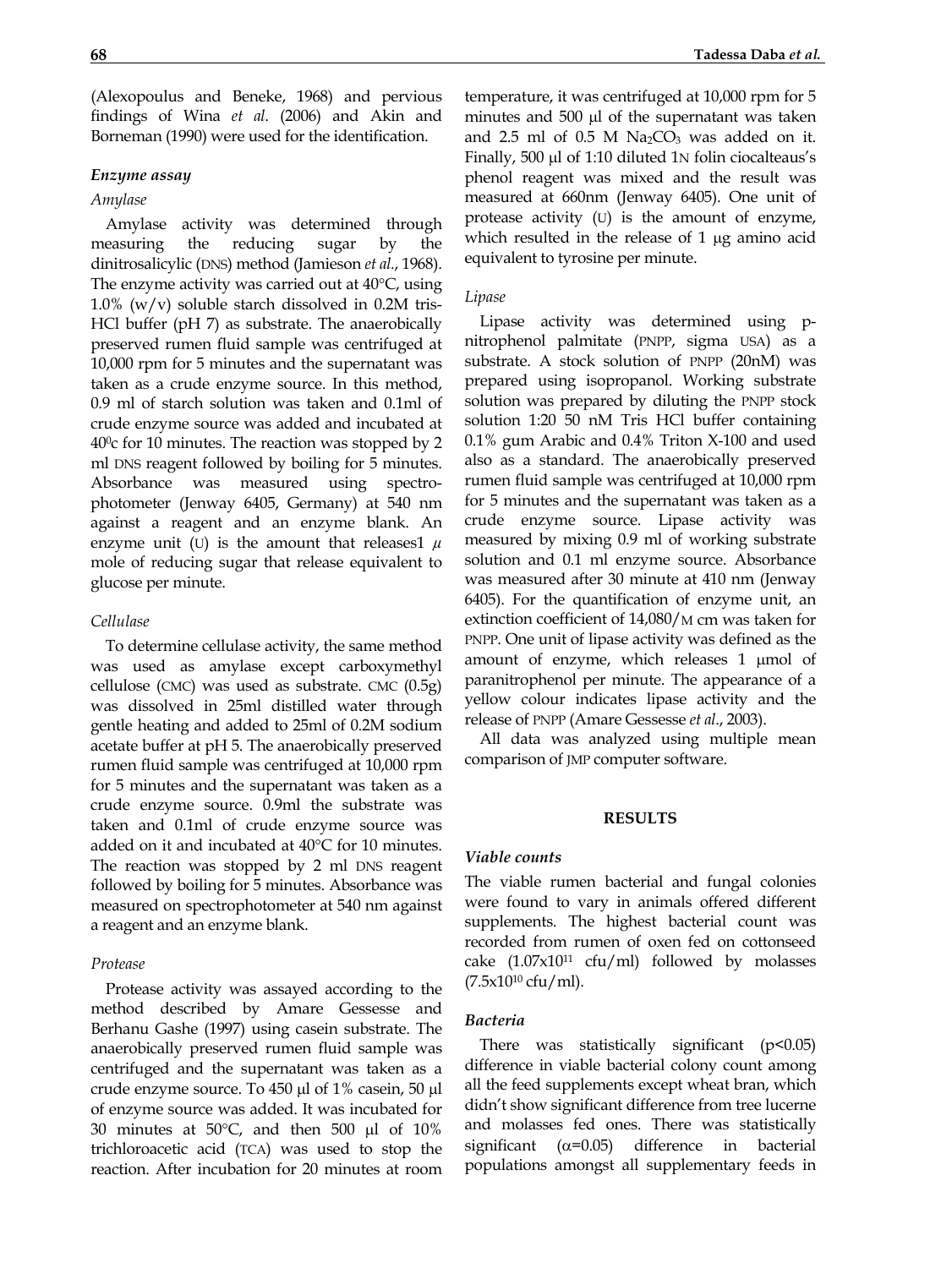(Alexopoulus and Beneke, 1968) and pervious findings of Wina *et al*. (2006) and Akin and Borneman (1990) were used for the identification.

### *Enzyme assay*

#### *Amylase*

Amylase activity was determined through measuring the reducing sugar by the dinitrosalicylic (DNS) method (Jamieson *et al*., 1968). The enzyme activity was carried out at 40°C, using 1.0% (w/v) soluble starch dissolved in 0.2M tris-HCl buffer (pH 7) as substrate. The anaerobically preserved rumen fluid sample was centrifuged at 10,000 rpm for 5 minutes and the supernatant was taken as a crude enzyme source. In this method, 0.9 ml of starch solution was taken and 0.1ml of crude enzyme source was added and incubated at 40$^0$c for 10 minutes. The reaction was stopped by 2 ml DNS reagent followed by boiling for 5 minutes. Absorbance was measured using spectrophotometer (Jenway 6405, Germany) at 540 nm against a reagent and an enzyme blank. An enzyme unit (U) is the amount that releases1 $\mu$ mole of reducing sugar that release equivalent to glucose per minute.

#### *Cellulase*

To determine cellulase activity, the same method was used as amylase except carboxymethyl cellulose (CMC) was used as substrate. CMC (0.5g) was dissolved in 25ml distilled water through gentle heating and added to 25ml of 0.2M sodium acetate buffer at pH 5. The anaerobically preserved rumen fluid sample was centrifuged at 10,000 rpm for 5 minutes and the supernatant was taken as a crude enzyme source. 0.9ml the substrate was taken and 0.1ml of crude enzyme source was added on it and incubated at 40°C for 10 minutes. The reaction was stopped by 2 ml DNS reagent followed by boiling for 5 minutes. Absorbance was measured on spectrophotometer at 540 nm against a reagent and an enzyme blank.

#### *Protease*

Protease activity was assayed according to the method described by Amare Gessesse and Berhanu Gashe (1997) using casein substrate. The anaerobically preserved rumen fluid sample was centrifuged and the supernatant was taken as a crude enzyme source. To 450 µl of 1% casein, 50 µl of enzyme source was added. It was incubated for 30 minutes at 50°C, and then 500 µl of 10% trichloroacetic acid (TCA) was used to stop the reaction. After incubation for 20 minutes at room temperature, it was centrifuged at 10,000 rpm for 5 minutes and 500 µl of the supernatant was taken and 2.5 ml of 0.5 M $Na_2CO_3$ was added on it. Finally, 500 µl of 1:10 diluted 1N folin ciocalteaus's phenol reagent was mixed and the result was measured at 660nm (Jenway 6405). One unit of protease activity (U) is the amount of enzyme, which resulted in the release of 1 µg amino acid equivalent to tyrosine per minute.

#### *Lipase*

Lipase activity was determined using p-nitrophenol palmitate (PNPP, sigma USA) as a substrate. A stock solution of PNPP (20nM) was prepared using isopropanol. Working substrate solution was prepared by diluting the PNPP stock solution 1:20 50 nM Tris HCl buffer containing 0.1% gum Arabic and 0.4% Triton X-100 and used also as a standard. The anaerobically preserved rumen fluid sample was centrifuged at 10,000 rpm for 5 minutes and the supernatant was taken as a crude enzyme source. Lipase activity was measured by mixing 0.9 ml of working substrate solution and 0.1 ml enzyme source. Absorbance was measured after 30 minute at 410 nm (Jenway 6405). For the quantification of enzyme unit, an extinction coefficient of 14,080/M cm was taken for PNPP. One unit of lipase activity was defined as the amount of enzyme, which releases 1 µmol of paranitrophenol per minute. The appearance of a yellow colour indicates lipase activity and the release of PNPP (Amare Gessesse *et al*., 2003).

All data was analyzed using multiple mean comparison of JMP computer software.

## RESULTS

### *Viable counts*

The viable rumen bacterial and fungal colonies were found to vary in animals offered different supplements. The highest bacterial count was recorded from rumen of oxen fed on cottonseed cake ($1.07 \times 10^{11}$ cfu/ml) followed by molasses ($7.5 \times 10^{10}$ cfu/ml).

### *Bacteria*

There was statistically significant ($p<0.05$) difference in viable bacterial colony count among all the feed supplements except wheat bran, which didn't show significant difference from tree lucerne and molasses fed ones. There was statistically significant ($\alpha=0.05$) difference in bacterial populations amongst all supplementary feeds in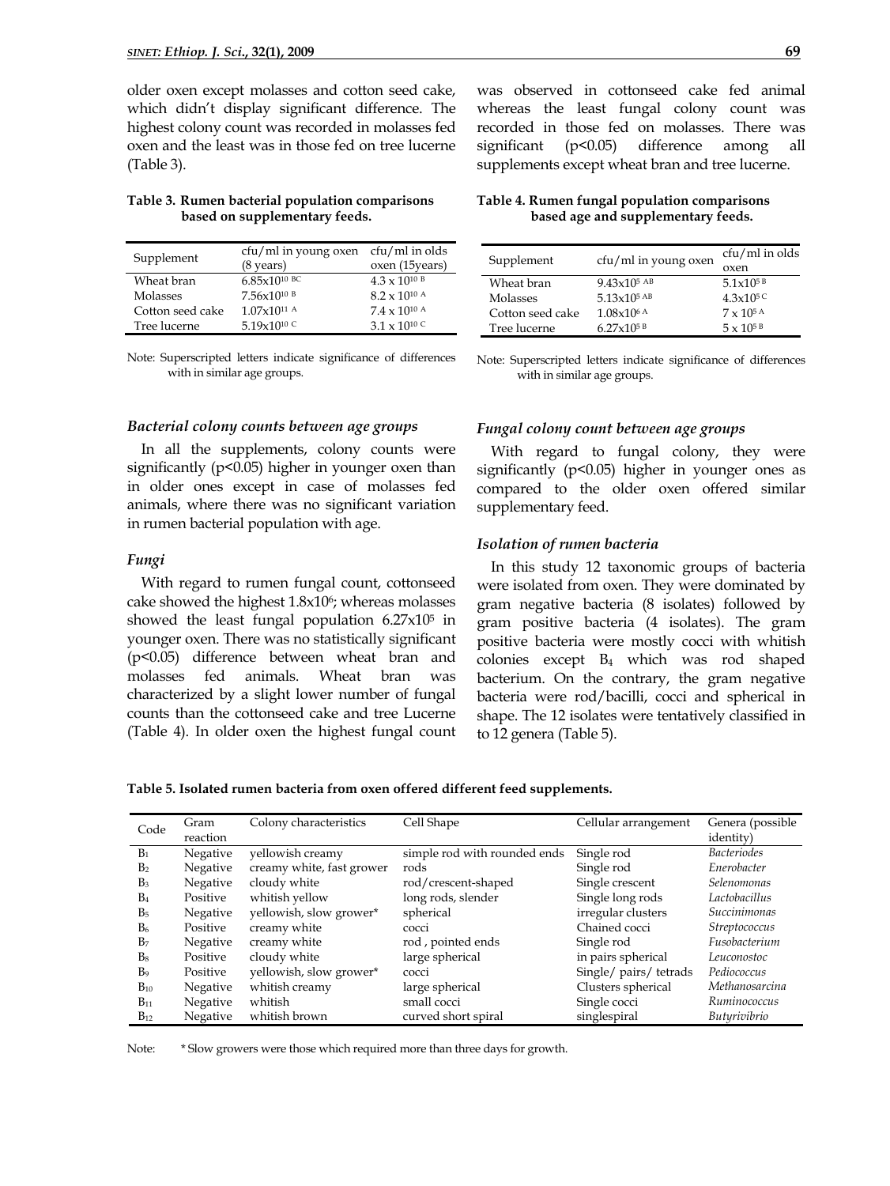older oxen except molasses and cotton seed cake, which didn't display significant difference. The highest colony count was recorded in molasses fed oxen and the least was in those fed on tree lucerne (Table 3).

**Table 3. Rumen bacterial population comparisons based on supplementary feeds.**

| Supplement | cfu/ml in young oxen (8 years) | cfu/ml in olds oxen (15years) |
|---|---|---|
| Wheat bran | $6.85\text{x}10^{10\ BC}$ | $4.3 \times 10^{10\ B}$ |
| Molasses | $7.56\text{x}10^{10\ B}$ | $8.2 \times 10^{10\ A}$ |
| Cotton seed cake | $1.07\text{x}10^{11\ A}$ | $7.4 \times 10^{10\ A}$ |
| Tree lucerne | $5.19\text{x}10^{10\ C}$ | $3.1 \times 10^{10\ C}$ |

Note: Superscripted letters indicate significance of differences with in similar age groups.

### *Bacterial colony counts between age groups*

In all the supplements, colony counts were significantly ($p<0.05$) higher in younger oxen than in older ones except in case of molasses fed animals, where there was no significant variation in rumen bacterial population with age.

### *Fungi*

With regard to rumen fungal count, cottonseed cake showed the highest $1.8\text{x}10^6$; whereas molasses showed the least fungal population $6.27\text{x}10^5$ in younger oxen. There was no statistically significant ($p<0.05$) difference between wheat bran and molasses fed animals. Wheat bran was characterized by a slight lower number of fungal counts than the cottonseed cake and tree Lucerne (Table 4). In older oxen the highest fungal count was observed in cottonseed cake fed animal whereas the least fungal colony count was recorded in those fed on molasses. There was significant ($p<0.05$) difference among all supplements except wheat bran and tree lucerne.

**Table 4. Rumen fungal population comparisons based age and supplementary feeds.**

| Supplement | cfu/ml in young oxen | cfu/ml in olds oxen |
|---|---|---|
| Wheat bran | $9.43\text{x}10^{5\ AB}$ | $5.1\text{x}10^{5\ B}$ |
| Molasses | $5.13\text{x}10^{5\ AB}$ | $4.3\text{x}10^{5\ C}$ |
| Cotton seed cake | $1.08\text{x}10^{6\ A}$ | $7 \times 10^{5\ A}$ |
| Tree lucerne | $6.27\text{x}10^{5\ B}$ | $5 \times 10^{5\ B}$ |

Note: Superscripted letters indicate significance of differences with in similar age groups.

### *Fungal colony count between age groups*

With regard to fungal colony, they were significantly ($p<0.05$) higher in younger ones as compared to the older oxen offered similar supplementary feed.

### *Isolation of rumen bacteria*

In this study 12 taxonomic groups of bacteria were isolated from oxen. They were dominated by gram negative bacteria (8 isolates) followed by gram positive bacteria (4 isolates). The gram positive bacteria were mostly cocci with whitish colonies except $B_4$ which was rod shaped bacterium. On the contrary, the gram negative bacteria were rod/bacilli, cocci and spherical in shape. The 12 isolates were tentatively classified in to 12 genera (Table 5).

**Table 5. Isolated rumen bacteria from oxen offered different feed supplements.**

| Code | Gram reaction | Colony characteristics | Cell Shape | Cellular arrangement | Genera (possible identity) |
|---|---|---|---|---|---|
| $B_1$ | Negative | yellowish creamy | simple rod with rounded ends | Single rod | *Bacteriodes* |
| $B_2$ | Negative | creamy white, fast grower | rods | Single rod | *Enerobacter* |
| $B_3$ | Negative | cloudy white | rod/crescent-shaped | Single crescent | *Selenomonas* |
| $B_4$ | Positive | whitish yellow | long rods, slender | Single long rods | *Lactobacillus* |
| $B_5$ | Negative | yellowish, slow grower* | spherical | irregular clusters | *Succinimonas* |
| $B_6$ | Positive | creamy white | cocci | Chained cocci | *Streptococcus* |
| $B_7$ | Negative | creamy white | rod , pointed ends | Single rod | *Fusobacterium* |
| $B_8$ | Positive | cloudy white | large spherical | in pairs spherical | *Leuconostoc* |
| $B_9$ | Positive | yellowish, slow grower* | cocci | Single/ pairs/ tetrads | *Pediococcus* |
| $B_{10}$ | Negative | whitish creamy | large spherical | Clusters spherical | *Methanosarcina* |
| $B_{11}$ | Negative | whitish | small cocci | Single cocci | *Ruminococcus* |
| $B_{12}$ | Negative | whitish brown | curved short spiral | singlespiral | *Butyrivibrio* |

Note: * Slow growers were those which required more than three days for growth.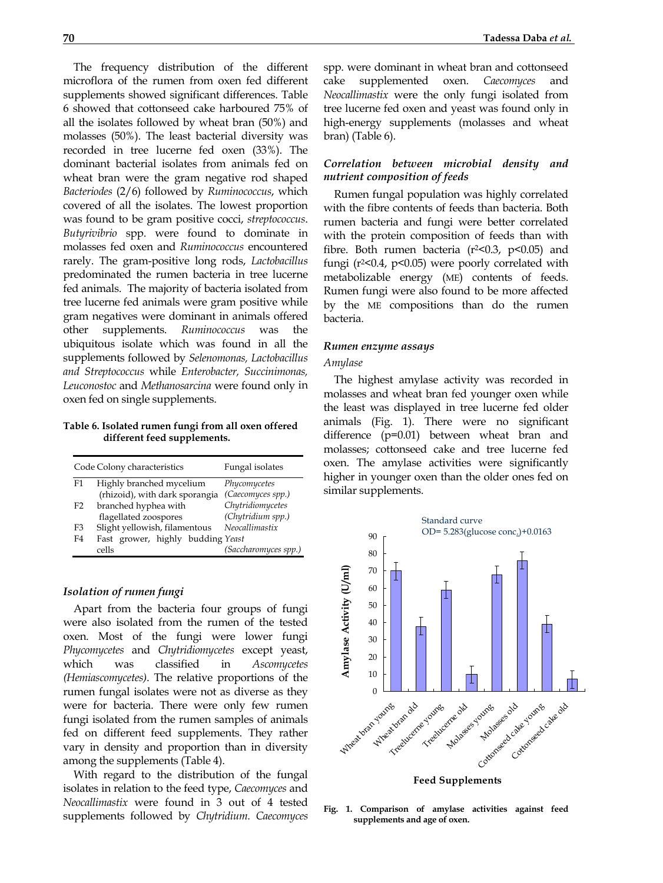The frequency distribution of the different microflora of the rumen from oxen fed different supplements showed significant differences. Table 6 showed that cottonseed cake harboured 75% of all the isolates followed by wheat bran (50%) and molasses (50%). The least bacterial diversity was recorded in tree lucerne fed oxen (33%). The dominant bacterial isolates from animals fed on wheat bran were the gram negative rod shaped *Bacteriodes* (2/6) followed by *Ruminococcus*, which covered of all the isolates. The lowest proportion was found to be gram positive cocci, *streptococcus*. *Butyrivibrio* spp. were found to dominate in molasses fed oxen and *Ruminococcus* encountered rarely. The gram-positive long rods, *Lactobacillus* predominated the rumen bacteria in tree lucerne fed animals. The majority of bacteria isolated from tree lucerne fed animals were gram positive while gram negatives were dominant in animals offered other supplements. *Ruminococcus* was the ubiquitous isolate which was found in all the supplements followed by *Selenomonas, Lactobacillus and Streptococcus* while *Enterobacter, Succinimonas, Leuconostoc* and *Methanosarcina* were found only in oxen fed on single supplements.

**Table 6. Isolated rumen fungi from all oxen offered different feed supplements.**

| Code | Colony characteristics | Fungal isolates |
| --- | --- | --- |
| F1 | Highly branched mycelium (rhizoid), with dark sporangia | *Phycomycetes (Caecomyces spp.)* |
| F2 | branched hyphea with flagellated zoospores | *Chytridiomycetes (Chytridium spp.)* |
| F3 | Slight yellowish, filamentous | *Neocallimastix* |
| F4 | Fast grower, highly budding cells | *Yeast (Saccharomyces spp.)* |

### *Isolation of rumen fungi*

Apart from the bacteria four groups of fungi were also isolated from the rumen of the tested oxen. Most of the fungi were lower fungi *Phycomycetes* and *Chytridiomycetes* except yeast, which was classified in *Ascomycetes (Hemiascomycetes)*. The relative proportions of the rumen fungal isolates were not as diverse as they were for bacteria. There were only few rumen fungi isolated from the rumen samples of animals fed on different feed supplements. They rather vary in density and proportion than in diversity among the supplements (Table 4).

With regard to the distribution of the fungal isolates in relation to the feed type, *Caecomyces* and *Neocallimastix* were found in 3 out of 4 tested supplements followed by *Chytridium. Caecomyces* spp. were dominant in wheat bran and cottonseed cake supplemented oxen. *Caecomyces* and *Neocallimastix* were the only fungi isolated from tree lucerne fed oxen and yeast was found only in high-energy supplements (molasses and wheat bran) (Table 6).

### *Correlation between microbial density and nutrient composition of feeds*

Rumen fungal population was highly correlated with the fibre contents of feeds than bacteria. Both rumen bacteria and fungi were better correlated with the protein composition of feeds than with fibre. Both rumen bacteria ($r^2<0.3$, $p<0.05$) and fungi ($r^2<0.4$, $p<0.05$) were poorly correlated with metabolizable energy (ME) contents of feeds. Rumen fungi were also found to be more affected by the ME compositions than do the rumen bacteria.

### *Rumen enzyme assays*

*Amylase*

The highest amylase activity was recorded in molasses and wheat bran fed younger oxen while the least was displayed in tree lucerne fed older animals (Fig. 1). There were no significant difference ($p=0.01$) between wheat bran and molasses; cottonseed cake and tree lucerne fed oxen. The amylase activities were significantly higher in younger oxen than the older ones fed on similar supplements.

**Fig. 1. Comparison of amylase activities against feed supplements and age of oxen.**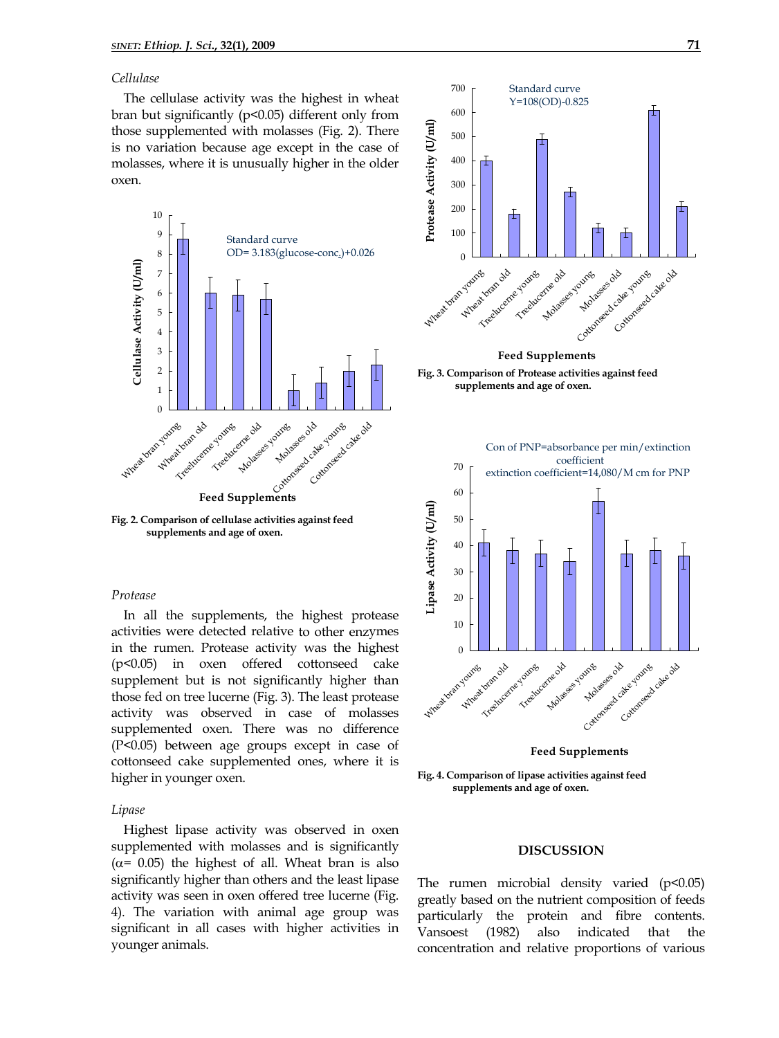*Cellulase*

The cellulase activity was the highest in wheat bran but significantly ($p<0.05$) different only from those supplemented with molasses (Fig. 2). There is no variation because age except in the case of molasses, where it is unusually higher in the older oxen.

**Fig. 2. Comparison of cellulase activities against feed supplements and age of oxen.**

*Protease*

In all the supplements, the highest protease activities were detected relative to other enzymes in the rumen. Protease activity was the highest ($p<0.05$) in oxen offered cottonseed cake supplement but is not significantly higher than those fed on tree lucerne (Fig. 3). The least protease activity was observed in case of molasses supplemented oxen. There was no difference ($P<0.05$) between age groups except in case of cottonseed cake supplemented ones, where it is higher in younger oxen.

*Lipase*

Highest lipase activity was observed in oxen supplemented with molasses and is significantly ($\alpha = 0.05$) the highest of all. Wheat bran is also significantly higher than others and the least lipase activity was seen in oxen offered tree lucerne (Fig. 4). The variation with animal age group was significant in all cases with higher activities in younger animals.

**Fig. 3. Comparison of Protease activities against feed supplements and age of oxen.**

**Fig. 4. Comparison of lipase activities against feed supplements and age of oxen.**

## DISCUSSION

The rumen microbial density varied ($p<0.05$) greatly based on the nutrient composition of feeds particularly the protein and fibre contents. Vansoest (1982) also indicated that the concentration and relative proportions of various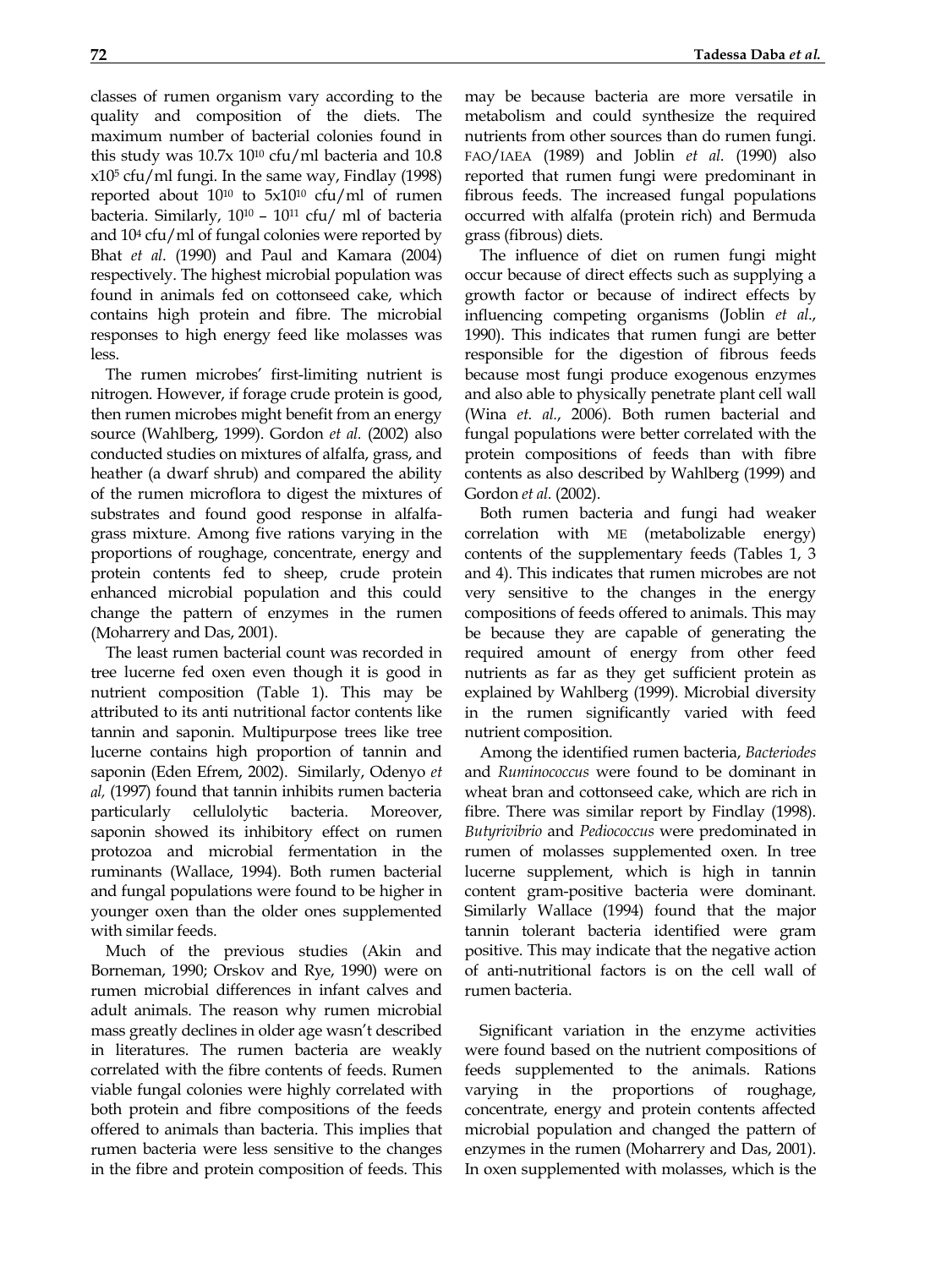classes of rumen organism vary according to the quality and composition of the diets. The maximum number of bacterial colonies found in this study was 10.7x $10^{10}$ cfu/ml bacteria and 10.8 x$10^5$ cfu/ml fungi. In the same way, Findlay (1998) reported about $10^{10}$ to 5x$10^{10}$ cfu/ml of rumen bacteria. Similarly, $10^{10}$ – $10^{11}$ cfu/ ml of bacteria and $10^4$ cfu/ml of fungal colonies were reported by Bhat *et al*. (1990) and Paul and Kamara (2004) respectively. The highest microbial population was found in animals fed on cottonseed cake, which contains high protein and fibre. The microbial responses to high energy feed like molasses was less.

The rumen microbes' first-limiting nutrient is nitrogen. However, if forage crude protein is good, then rumen microbes might benefit from an energy source (Wahlberg, 1999). Gordon *et al.* (2002) also conducted studies on mixtures of alfalfa, grass, and heather (a dwarf shrub) and compared the ability of the rumen microflora to digest the mixtures of substrates and found good response in alfalfa-grass mixture. Among five rations varying in the proportions of roughage, concentrate, energy and protein contents fed to sheep, crude protein enhanced microbial population and this could change the pattern of enzymes in the rumen (Moharrery and Das, 2001).

The least rumen bacterial count was recorded in tree lucerne fed oxen even though it is good in nutrient composition (Table 1). This may be attributed to its anti nutritional factor contents like tannin and saponin. Multipurpose trees like tree lucerne contains high proportion of tannin and saponin (Eden Efrem, 2002). Similarly, Odenyo *et al,* (1997) found that tannin inhibits rumen bacteria particularly cellulolytic bacteria. Moreover, saponin showed its inhibitory effect on rumen protozoa and microbial fermentation in the ruminants (Wallace, 1994). Both rumen bacterial and fungal populations were found to be higher in younger oxen than the older ones supplemented with similar feeds.

Much of the previous studies (Akin and Borneman, 1990; Orskov and Rye, 1990) were on rumen microbial differences in infant calves and adult animals. The reason why rumen microbial mass greatly declines in older age wasn't described in literatures. The rumen bacteria are weakly correlated with the fibre contents of feeds. Rumen viable fungal colonies were highly correlated with both protein and fibre compositions of the feeds offered to animals than bacteria. This implies that rumen bacteria were less sensitive to the changes in the fibre and protein composition of feeds. This may be because bacteria are more versatile in metabolism and could synthesize the required nutrients from other sources than do rumen fungi. FAO/IAEA (1989) and Joblin *et al*. (1990) also reported that rumen fungi were predominant in fibrous feeds. The increased fungal populations occurred with alfalfa (protein rich) and Bermuda grass (fibrous) diets.

The influence of diet on rumen fungi might occur because of direct effects such as supplying a growth factor or because of indirect effects by influencing competing organisms (Joblin *et al*., 1990). This indicates that rumen fungi are better responsible for the digestion of fibrous feeds because most fungi produce exogenous enzymes and also able to physically penetrate plant cell wall (Wina *et. al.*, 2006). Both rumen bacterial and fungal populations were better correlated with the protein compositions of feeds than with fibre contents as also described by Wahlberg (1999) and Gordon *et al.* (2002).

Both rumen bacteria and fungi had weaker correlation with ME (metabolizable energy) contents of the supplementary feeds (Tables 1, 3 and 4). This indicates that rumen microbes are not very sensitive to the changes in the energy compositions of feeds offered to animals. This may be because they are capable of generating the required amount of energy from other feed nutrients as far as they get sufficient protein as explained by Wahlberg (1999). Microbial diversity in the rumen significantly varied with feed nutrient composition.

Among the identified rumen bacteria, *Bacteriodes* and *Ruminococcus* were found to be dominant in wheat bran and cottonseed cake, which are rich in fibre. There was similar report by Findlay (1998). *Butyrivibrio* and *Pediococcus* were predominated in rumen of molasses supplemented oxen. In tree lucerne supplement, which is high in tannin content gram-positive bacteria were dominant. Similarly Wallace (1994) found that the major tannin tolerant bacteria identified were gram positive. This may indicate that the negative action of anti-nutritional factors is on the cell wall of rumen bacteria.

Significant variation in the enzyme activities were found based on the nutrient compositions of feeds supplemented to the animals. Rations varying in the proportions of roughage, concentrate, energy and protein contents affected microbial population and changed the pattern of enzymes in the rumen (Moharrery and Das, 2001). In oxen supplemented with molasses, which is the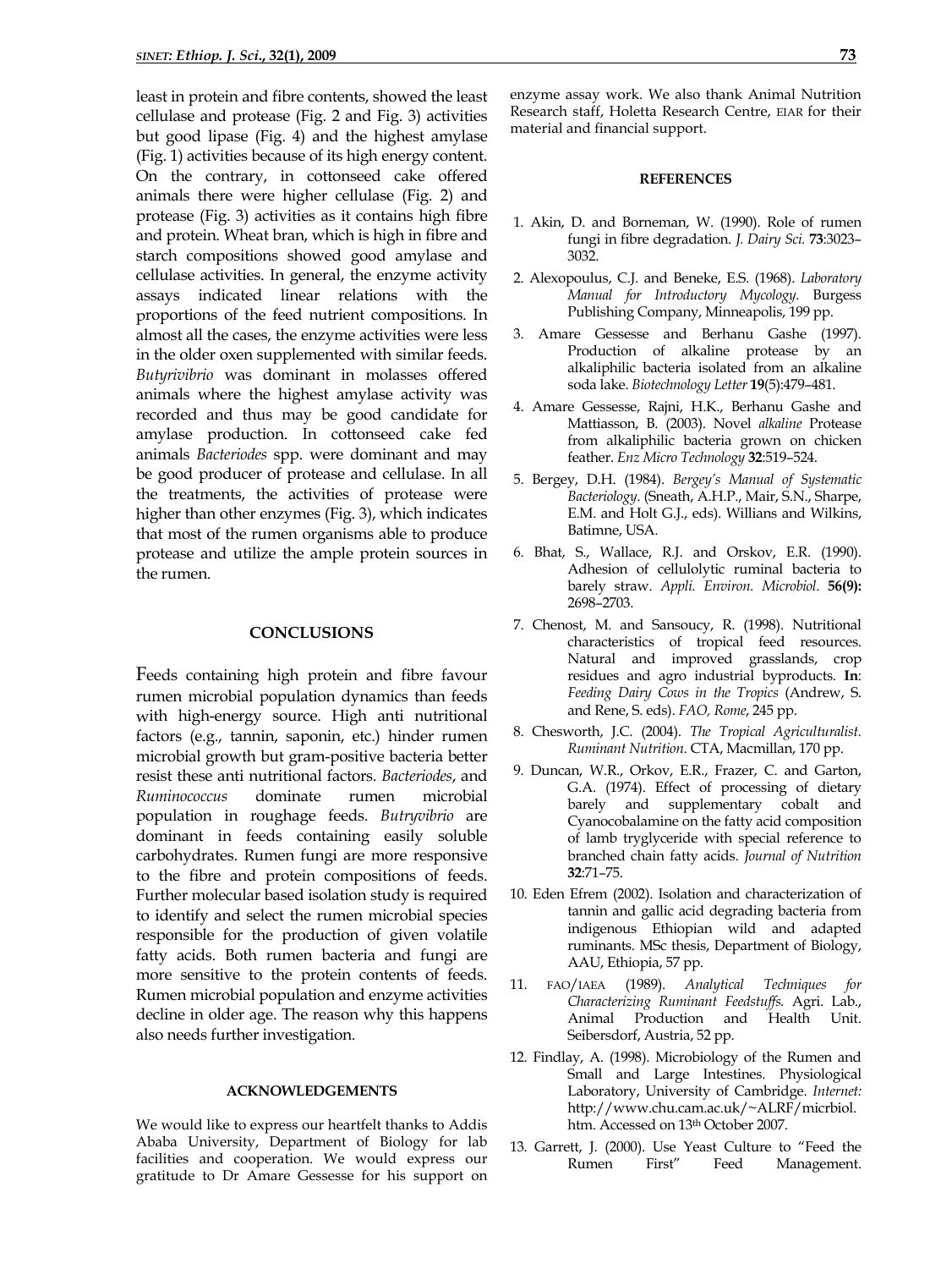least in protein and fibre contents, showed the least cellulase and protease (Fig. 2 and Fig. 3) activities but good lipase (Fig. 4) and the highest amylase (Fig. 1) activities because of its high energy content. On the contrary, in cottonseed cake offered animals there were higher cellulase (Fig. 2) and protease (Fig. 3) activities as it contains high fibre and protein. Wheat bran, which is high in fibre and starch compositions showed good amylase and cellulase activities. In general, the enzyme activity assays indicated linear relations with the proportions of the feed nutrient compositions. In almost all the cases, the enzyme activities were less in the older oxen supplemented with similar feeds. *Butyrivibrio* was dominant in molasses offered animals where the highest amylase activity was recorded and thus may be good candidate for amylase production. In cottonseed cake fed animals *Bacteriodes* spp. were dominant and may be good producer of protease and cellulase. In all the treatments, the activities of protease were higher than other enzymes (Fig. 3), which indicates that most of the rumen organisms able to produce protease and utilize the ample protein sources in the rumen.

## CONCLUSIONS

Feeds containing high protein and fibre favour rumen microbial population dynamics than feeds with high-energy source. High anti nutritional factors (e.g., tannin, saponin, etc.) hinder rumen microbial growth but gram-positive bacteria better resist these anti nutritional factors. *Bacteriodes*, and *Ruminococcus* dominate rumen microbial population in roughage feeds. *Butryvibrio* are dominant in feeds containing easily soluble carbohydrates. Rumen fungi are more responsive to the fibre and protein compositions of feeds. Further molecular based isolation study is required to identify and select the rumen microbial species responsible for the production of given volatile fatty acids. Both rumen bacteria and fungi are more sensitive to the protein contents of feeds. Rumen microbial population and enzyme activities decline in older age. The reason why this happens also needs further investigation.

### ACKNOWLEDGEMENTS

We would like to express our heartfelt thanks to Addis Ababa University, Department of Biology for lab facilities and cooperation. We would express our gratitude to Dr Amare Gessesse for his support on enzyme assay work. We also thank Animal Nutrition Research staff, Holetta Research Centre, EIAR for their material and financial support.

### REFERENCES

1. Akin, D. and Borneman, W. (1990). Role of rumen fungi in fibre degradation. *J. Dairy Sci.* **73**:3023–3032.
2. Alexopoulus, C.J. and Beneke, E.S. (1968). *Laboratory Manual for Introductory Mycology*. Burgess Publishing Company, Minneapolis, 199 pp.
3. Amare Gessesse and Berhanu Gashe (1997). Production of alkaline protease by an alkaliphilic bacteria isolated from an alkaline soda lake. *Biotechnology Letter* **19**(5):479–481.
4. Amare Gessesse, Rajni, H.K., Berhanu Gashe and Mattiasson, B. (2003). Novel *alkaline* Protease from alkaliphilic bacteria grown on chicken feather. *Enz Micro Technology* **32**:519–524.
5. Bergey, D.H. (1984). *Bergey's Manual of Systematic Bacteriology*. (Sneath, A.H.P., Mair, S.N., Sharpe, E.M. and Holt G.J., eds). Willians and Wilkins, Batimne, USA.
6. Bhat, S., Wallace, R.J. and Orskov, E.R. (1990). Adhesion of cellulolytic ruminal bacteria to barely straw. *Appli. Environ. Microbiol*. **56(9):** 2698–2703.
7. Chenost, M. and Sansoucy, R. (1998). Nutritional characteristics of tropical feed resources. Natural and improved grasslands, crop residues and agro industrial byproducts. **In**: *Feeding Dairy Cows in the Tropics* (Andrew, S. and Rene, S. eds). *FAO, Rome*, 245 pp.
8. Chesworth, J.C. (2004). *The Tropical Agriculturalist. Ruminant Nutrition*. CTA, Macmillan, 170 pp.
9. Duncan, W.R., Orkov, E.R., Frazer, C. and Garton, G.A. (1974). Effect of processing of dietary barely and supplementary cobalt and Cyanocobalamine on the fatty acid composition of lamb tryglyceride with special reference to branched chain fatty acids. *Journal of Nutrition* **32**:71–75.
10. Eden Efrem (2002). Isolation and characterization of tannin and gallic acid degrading bacteria from indigenous Ethiopian wild and adapted ruminants. MSc thesis, Department of Biology, AAU, Ethiopia, 57 pp.
11. FAO/IAEA (1989). *Analytical Techniques for Characterizing Ruminant Feedstuffs.* Agri. Lab., Animal Production and Health Unit. Seibersdorf, Austria, 52 pp.
12. Findlay, A. (1998). Microbiology of the Rumen and Small and Large Intestines. Physiological Laboratory, University of Cambridge. *Internet:* http://www.chu.cam.ac.uk/~ALRF/micrbiol.htm. Accessed on 13th October 2007.
13. Garrett, J. (2000). Use Yeast Culture to "Feed the Rumen First" Feed Management.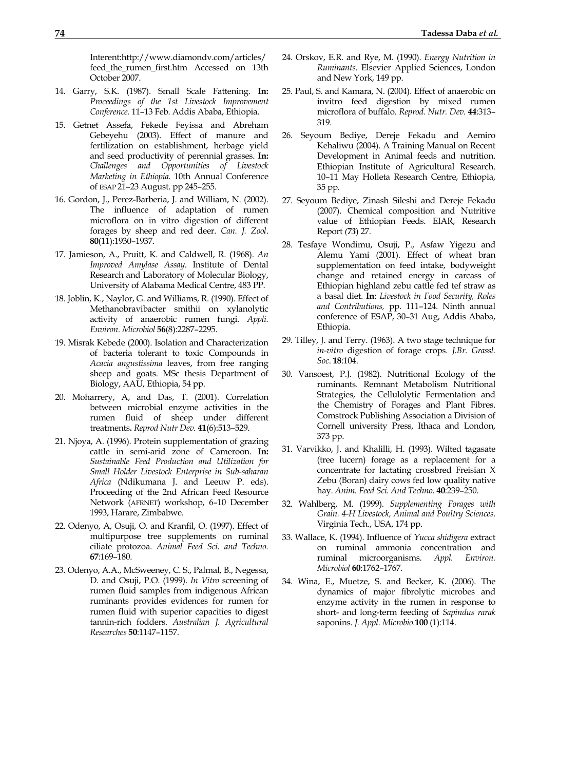Interent:http://www.diamondv.com/articles/feed_the_rumen_first.htm Accessed on 13th October 2007.

14. Garry, S.K. (1987). Small Scale Fattening. **In:** *Proceedings of the 1st Livestock Improvement Conference.* 11–13 Feb. Addis Ababa, Ethiopia.

15. Getnet Assefa, Fekede Feyissa and Abreham Gebeyehu (2003). Effect of manure and fertilization on establishment, herbage yield and seed productivity of perennial grasses. **In:** *Challenges and Opportunities of Livestock Marketing in Ethiopia.* 10th Annual Conference of ESAP 21–23 August. pp 245–255.

16. Gordon, J., Perez-Barberia, J. and William, N. (2002). The influence of adaptation of rumen microflora on in vitro digestion of different forages by sheep and red deer. *Can. J. Zool*. **80**(11):1930–1937.

17. Jamieson, A., Pruitt, K. and Caldwell, R. (1968). *An Improved Amylase Assay*. Institute of Dental Research and Laboratory of Molecular Biology, University of Alabama Medical Centre, 483 PP.

18. Joblin, K., Naylor, G. and Williams, R. (1990). Effect of Methanobravibacter smithii on xylanolytic activity of anaerobic rumen fungi. *Appli. Environ. Microbiol* **56**(8):2287–2295.

19. Misrak Kebede (2000). Isolation and Characterization of bacteria tolerant to toxic Compounds in *Acacia angustissima* leaves, from free ranging sheep and goats. MSc thesis Department of Biology, AAU, Ethiopia, 54 pp.

20. Moharrery, A, and Das, T. (2001). Correlation between microbial enzyme activities in the rumen fluid of sheep under different treatments**.** *Reprod Nutr Dev.* **41**(6):513–529.

21. Njoya, A. (1996). Protein supplementation of grazing cattle in semi-arid zone of Cameroon. **In:** *Sustainable Feed Production and Utilization for Small Holder Livestock Enterprise in Sub-saharan Africa* (Ndikumana J. and Leeuw P. eds). Proceeding of the 2nd African Feed Resource Network (AFRNET) workshop, 6–10 December 1993, Harare, Zimbabwe.

22. Odenyo, A, Osuji, O. and Kranfil, O. (1997). Effect of multipurpose tree supplements on ruminal ciliate protozoa. *Animal Feed Sci. and Techno.* **67**:169–180.

23. Odenyo, A.A., McSweeney, C. S., Palmal, B., Negessa, D. and Osuji, P.O. (1999). *In Vitro* screening of rumen fluid samples from indigenous African ruminants provides evidences for rumen for rumen fluid with superior capacities to digest tannin-rich fodders. *Australian J. Agricultural Researches* **50**:1147–1157.

24. Orskov, E.R. and Rye, M. (1990). *Energy Nutrition in Ruminants*. Elsevier Applied Sciences, London and New York, 149 pp.

25. Paul, S. and Kamara, N. (2004). Effect of anaerobic on invitro feed digestion by mixed rumen microflora of buffalo. *Reprod. Nutr. Dev*. **44**:313–319.

26. Seyoum Bediye, Dereje Fekadu and Aemiro Kehaliwu (2004). A Training Manual on Recent Development in Animal feeds and nutrition. Ethiopian Institute of Agricultural Research. 10–11 May Holleta Research Centre, Ethiopia, 35 pp.

27. Seyoum Bediye, Zinash Sileshi and Dereje Fekadu (2007). Chemical composition and Nutritive value of Ethiopian Feeds. EIAR, Research Report *(73)* 27.

28. Tesfaye Wondimu, Osuji, P., Asfaw Yigezu and Alemu Yami (2001). Effect of wheat bran supplementation on feed intake, bodyweight change and retained energy in carcass of Ethiopian highland zebu cattle fed tef straw as a basal diet. **In**: *Livestock in Food Security, Roles and Contributions,* pp. 111–124. Ninth annual conference of ESAP, 30–31 Aug, Addis Ababa, Ethiopia.

29. Tilley, J. and Terry. (1963). A two stage technique for *in-vitro* digestion of forage crops. *J.Br. Grassl. Soc*. **18**:104.

30. Vansoest, P.J. (1982). Nutritional Ecology of the ruminants. Remnant Metabolism Nutritional Strategies, the Cellulolytic Fermentation and the Chemistry of Forages and Plant Fibres. Comstrock Publishing Association a Division of Cornell university Press, Ithaca and London, 373 pp.

31. Varvikko, J. and Khalilli, H. (1993). Wilted tagasate (tree lucern) forage as a replacement for a concentrate for lactating crossbred Freisian X Zebu (Boran) dairy cows fed low quality native hay. *Anim. Feed Sci. And Techno.* **40**:239–250.

32. Wahlberg, M. (1999). *Supplementing Forages with Grain. 4-H Livestock, Animal and Poultry Sciences.* Virginia Tech., USA, 174 pp.

33. Wallace, K. (1994). Influence of *Yucca shidigera* extract on ruminal ammonia concentration and ruminal microorganisms. *Appl. Environ. Microbiol* **60**:1762–1767.

34. Wina, E., Muetze, S. and Becker, K. (2006). The dynamics of major fibrolytic microbes and enzyme activity in the rumen in response to short- and long-term feeding of *Sapindus rarak* saponins. *J. Appl. Microbio.***100** (1):114.